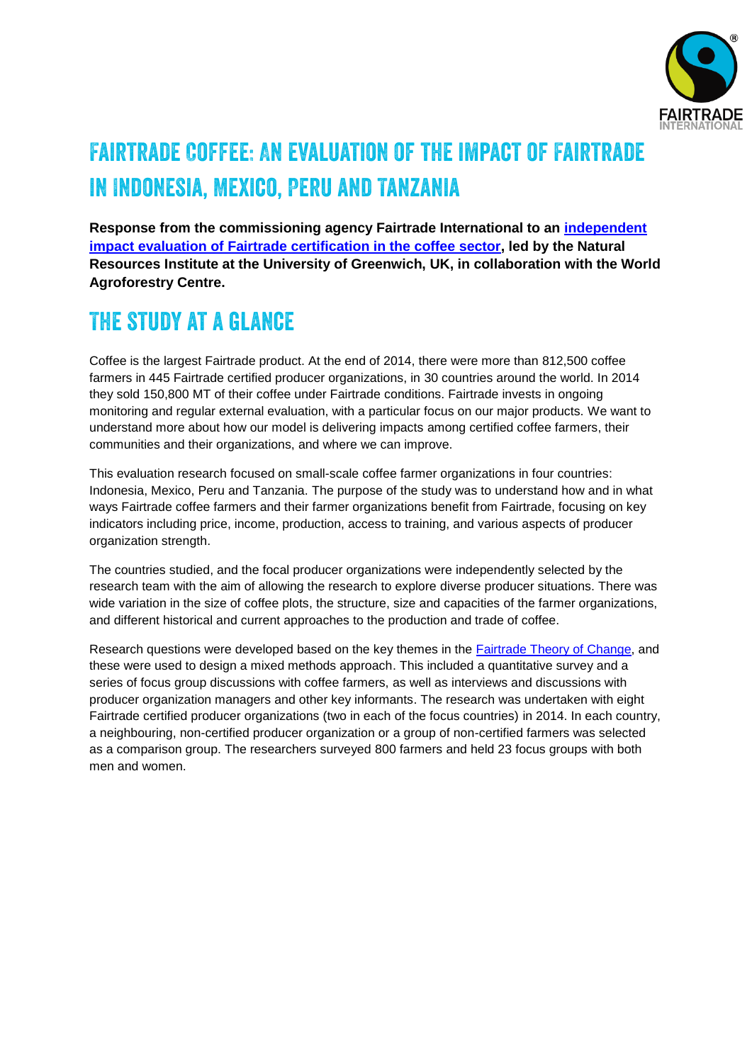# FAIRTRADE COFFEE: AN EVALUATION OF THE IMPACT OF FAIRTRADE IN INDONESIA, MEXICO, PERU AND TANZANIA

**Response from the commissioning agency Fairtrade International to an independent impact evaluation of Fairtrade certification in the coffee sector, led by the Natural Resources Institute at the University of Greenwich, UK, in collaboration with the World Agroforestry Centre.**

## THE STUDY AT A GLANCE

Coffee is the largest Fairtrade product. At the end of 2014, there were more than 812,500 coffee farmers in 445 Fairtrade certified producer organizations, in 30 countries around the world. In 2014 they sold 150,800 MT of their coffee under Fairtrade conditions. Fairtrade invests in ongoing monitoring and regular external evaluation, with a particular focus on our major products. We want to understand more about how our model is delivering impacts among certified coffee farmers, their communities and their organizations, and where we can improve.

This evaluation research focused on small-scale coffee farmer organizations in four countries: Indonesia, Mexico, Peru and Tanzania. The purpose of the study was to understand how and in what ways Fairtrade coffee farmers and their farmer organizations benefit from Fairtrade, focusing on key indicators including price, income, production, access to training, and various aspects of producer organization strength.

The countries studied, and the focal producer organizations were independently selected by the research team with the aim of allowing the research to explore diverse producer situations. There was wide variation in the size of coffee plots, the structure, size and capacities of the farmer organizations, and different historical and current approaches to the production and trade of coffee.

Research questions were developed based on the key themes in the Fairtrade Theory of Change, and these were used to design a mixed methods approach. This included a quantitative survey and a series of focus group discussions with coffee farmers, as well as interviews and discussions with producer organization managers and other key informants. The research was undertaken with eight Fairtrade certified producer organizations (two in each of the focus countries) in 2014. In each country, a neighbouring, non-certified producer organization or a group of non-certified farmers was selected as a comparison group. The researchers surveyed 800 farmers and held 23 focus groups with both men and women.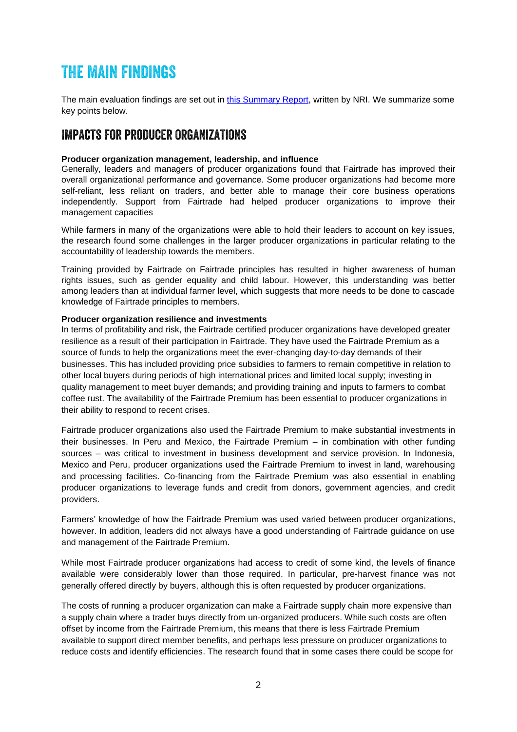# THE MAIN FINDINGS

The main evaluation findings are set out in [this Summary Report](), written by NRI. We summarize some key points below.

## IMPACTS FOR PRODUCER ORGANIZATIONS

**Producer organization management, leadership, and influence**

Generally, leaders and managers of producer organizations found that Fairtrade has improved their overall organizational performance and governance. Some producer organizations had become more self-reliant, less reliant on traders, and better able to manage their core business operations independently. Support from Fairtrade had helped producer organizations to improve their management capacities

While farmers in many of the organizations were able to hold their leaders to account on key issues, the research found some challenges in the larger producer organizations in particular relating to the accountability of leadership towards the members.

Training provided by Fairtrade on Fairtrade principles has resulted in higher awareness of human rights issues, such as gender equality and child labour. However, this understanding was better among leaders than at individual farmer level, which suggests that more needs to be done to cascade knowledge of Fairtrade principles to members.

**Producer organization resilience and investments**

In terms of profitability and risk, the Fairtrade certified producer organizations have developed greater resilience as a result of their participation in Fairtrade. They have used the Fairtrade Premium as a source of funds to help the organizations meet the ever-changing day-to-day demands of their businesses. This has included providing price subsidies to farmers to remain competitive in relation to other local buyers during periods of high international prices and limited local supply; investing in quality management to meet buyer demands; and providing training and inputs to farmers to combat coffee rust. The availability of the Fairtrade Premium has been essential to producer organizations in their ability to respond to recent crises.

Fairtrade producer organizations also used the Fairtrade Premium to make substantial investments in their businesses. In Peru and Mexico, the Fairtrade Premium – in combination with other funding sources – was critical to investment in business development and service provision. In Indonesia, Mexico and Peru, producer organizations used the Fairtrade Premium to invest in land, warehousing and processing facilities. Co-financing from the Fairtrade Premium was also essential in enabling producer organizations to leverage funds and credit from donors, government agencies, and credit providers.

Farmers' knowledge of how the Fairtrade Premium was used varied between producer organizations, however. In addition, leaders did not always have a good understanding of Fairtrade guidance on use and management of the Fairtrade Premium.

While most Fairtrade producer organizations had access to credit of some kind, the levels of finance available were considerably lower than those required. In particular, pre-harvest finance was not generally offered directly by buyers, although this is often requested by producer organizations.

The costs of running a producer organization can make a Fairtrade supply chain more expensive than a supply chain where a trader buys directly from un-organized producers. While such costs are often offset by income from the Fairtrade Premium, this means that there is less Fairtrade Premium available to support direct member benefits, and perhaps less pressure on producer organizations to reduce costs and identify efficiencies. The research found that in some cases there could be scope for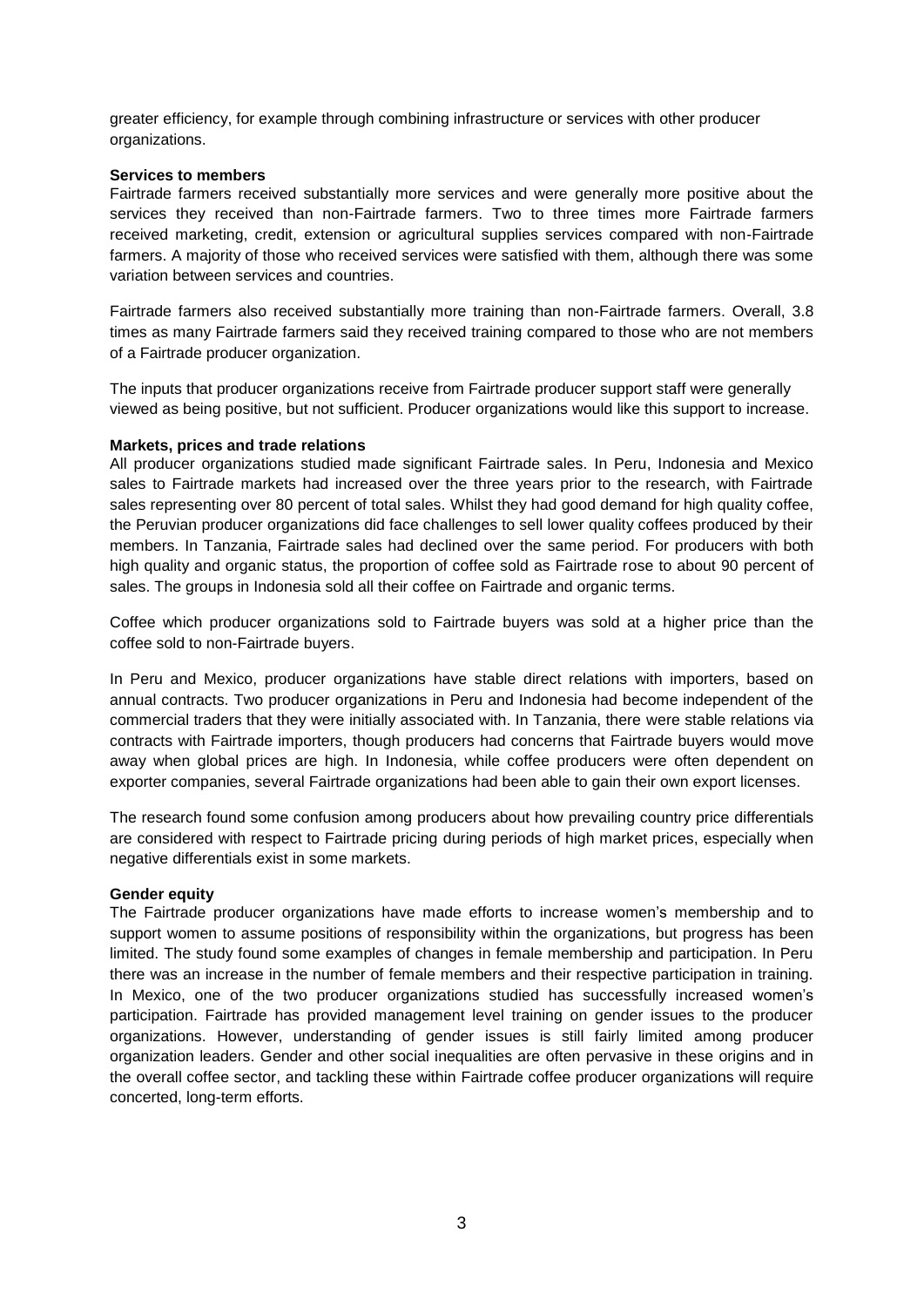greater efficiency, for example through combining infrastructure or services with other producer organizations.

**Services to members**

Fairtrade farmers received substantially more services and were generally more positive about the services they received than non-Fairtrade farmers. Two to three times more Fairtrade farmers received marketing, credit, extension or agricultural supplies services compared with non-Fairtrade farmers. A majority of those who received services were satisfied with them, although there was some variation between services and countries.

Fairtrade farmers also received substantially more training than non-Fairtrade farmers. Overall, 3.8 times as many Fairtrade farmers said they received training compared to those who are not members of a Fairtrade producer organization.

The inputs that producer organizations receive from Fairtrade producer support staff were generally viewed as being positive, but not sufficient. Producer organizations would like this support to increase.

**Markets, prices and trade relations**

All producer organizations studied made significant Fairtrade sales. In Peru, Indonesia and Mexico sales to Fairtrade markets had increased over the three years prior to the research, with Fairtrade sales representing over 80 percent of total sales. Whilst they had good demand for high quality coffee, the Peruvian producer organizations did face challenges to sell lower quality coffees produced by their members. In Tanzania, Fairtrade sales had declined over the same period. For producers with both high quality and organic status, the proportion of coffee sold as Fairtrade rose to about 90 percent of sales. The groups in Indonesia sold all their coffee on Fairtrade and organic terms.

Coffee which producer organizations sold to Fairtrade buyers was sold at a higher price than the coffee sold to non-Fairtrade buyers.

In Peru and Mexico, producer organizations have stable direct relations with importers, based on annual contracts. Two producer organizations in Peru and Indonesia had become independent of the commercial traders that they were initially associated with. In Tanzania, there were stable relations via contracts with Fairtrade importers, though producers had concerns that Fairtrade buyers would move away when global prices are high. In Indonesia, while coffee producers were often dependent on exporter companies, several Fairtrade organizations had been able to gain their own export licenses.

The research found some confusion among producers about how prevailing country price differentials are considered with respect to Fairtrade pricing during periods of high market prices, especially when negative differentials exist in some markets.

**Gender equity**

The Fairtrade producer organizations have made efforts to increase women's membership and to support women to assume positions of responsibility within the organizations, but progress has been limited. The study found some examples of changes in female membership and participation. In Peru there was an increase in the number of female members and their respective participation in training. In Mexico, one of the two producer organizations studied has successfully increased women's participation. Fairtrade has provided management level training on gender issues to the producer organizations. However, understanding of gender issues is still fairly limited among producer organization leaders. Gender and other social inequalities are often pervasive in these origins and in the overall coffee sector, and tackling these within Fairtrade coffee producer organizations will require concerted, long-term efforts.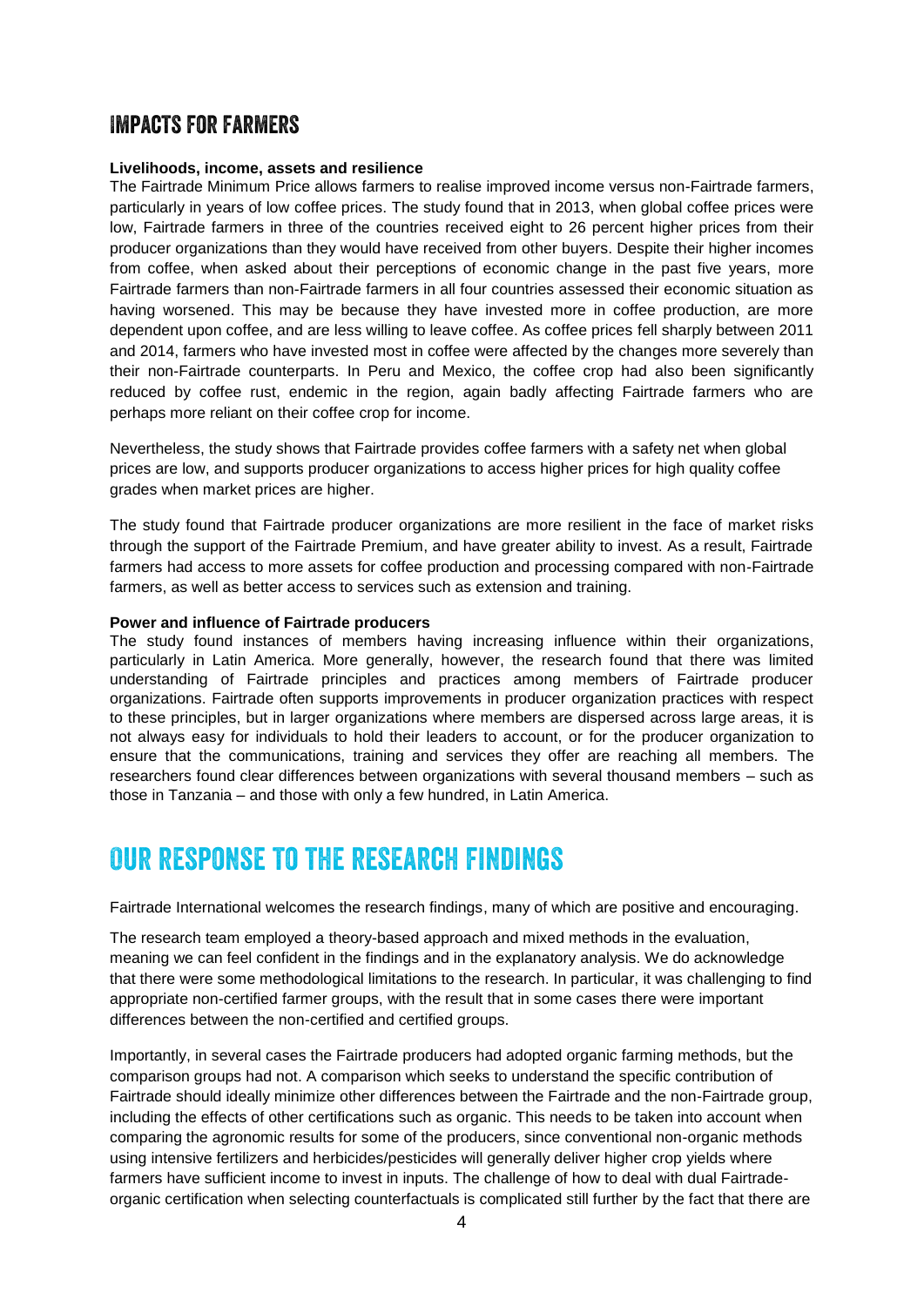## IMPACTS FOR FARMERS

**Livelihoods, income, assets and resilience**

The Fairtrade Minimum Price allows farmers to realise improved income versus non-Fairtrade farmers, particularly in years of low coffee prices. The study found that in 2013, when global coffee prices were low, Fairtrade farmers in three of the countries received eight to 26 percent higher prices from their producer organizations than they would have received from other buyers. Despite their higher incomes from coffee, when asked about their perceptions of economic change in the past five years, more Fairtrade farmers than non-Fairtrade farmers in all four countries assessed their economic situation as having worsened. This may be because they have invested more in coffee production, are more dependent upon coffee, and are less willing to leave coffee. As coffee prices fell sharply between 2011 and 2014, farmers who have invested most in coffee were affected by the changes more severely than their non-Fairtrade counterparts. In Peru and Mexico, the coffee crop had also been significantly reduced by coffee rust, endemic in the region, again badly affecting Fairtrade farmers who are perhaps more reliant on their coffee crop for income.

Nevertheless, the study shows that Fairtrade provides coffee farmers with a safety net when global prices are low, and supports producer organizations to access higher prices for high quality coffee grades when market prices are higher.

The study found that Fairtrade producer organizations are more resilient in the face of market risks through the support of the Fairtrade Premium, and have greater ability to invest. As a result, Fairtrade farmers had access to more assets for coffee production and processing compared with non-Fairtrade farmers, as well as better access to services such as extension and training.

**Power and influence of Fairtrade producers**

The study found instances of members having increasing influence within their organizations, particularly in Latin America. More generally, however, the research found that there was limited understanding of Fairtrade principles and practices among members of Fairtrade producer organizations. Fairtrade often supports improvements in producer organization practices with respect to these principles, but in larger organizations where members are dispersed across large areas, it is not always easy for individuals to hold their leaders to account, or for the producer organization to ensure that the communications, training and services they offer are reaching all members. The researchers found clear differences between organizations with several thousand members – such as those in Tanzania – and those with only a few hundred, in Latin America.

# OUR RESPONSE TO THE RESEARCH FINDINGS

Fairtrade International welcomes the research findings, many of which are positive and encouraging.

The research team employed a theory-based approach and mixed methods in the evaluation, meaning we can feel confident in the findings and in the explanatory analysis. We do acknowledge that there were some methodological limitations to the research. In particular, it was challenging to find appropriate non-certified farmer groups, with the result that in some cases there were important differences between the non-certified and certified groups.

Importantly, in several cases the Fairtrade producers had adopted organic farming methods, but the comparison groups had not. A comparison which seeks to understand the specific contribution of Fairtrade should ideally minimize other differences between the Fairtrade and the non-Fairtrade group, including the effects of other certifications such as organic. This needs to be taken into account when comparing the agronomic results for some of the producers, since conventional non-organic methods using intensive fertilizers and herbicides/pesticides will generally deliver higher crop yields where farmers have sufficient income to invest in inputs. The challenge of how to deal with dual Fairtrade-organic certification when selecting counterfactuals is complicated still further by the fact that there are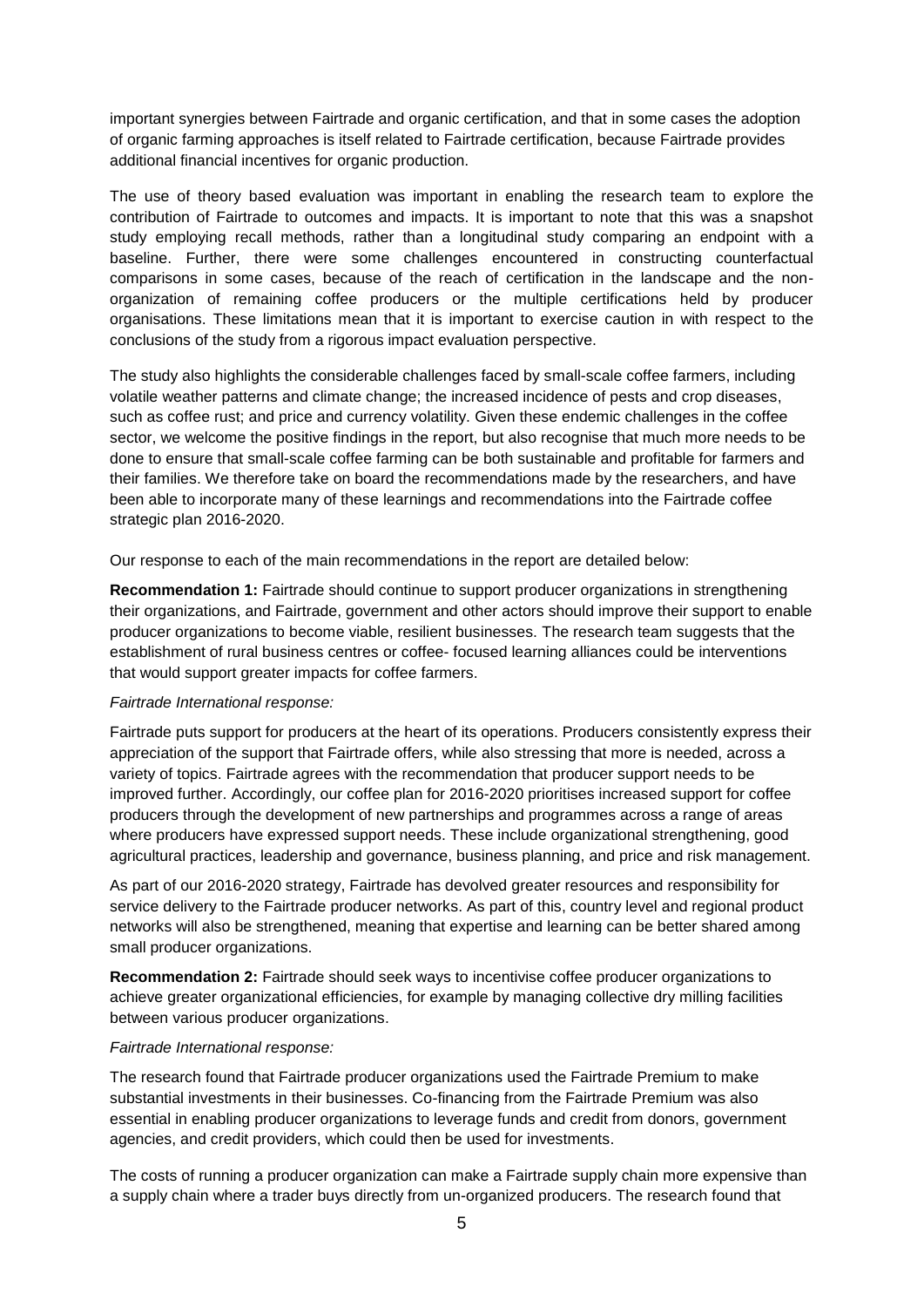important synergies between Fairtrade and organic certification, and that in some cases the adoption of organic farming approaches is itself related to Fairtrade certification, because Fairtrade provides additional financial incentives for organic production.

The use of theory based evaluation was important in enabling the research team to explore the contribution of Fairtrade to outcomes and impacts. It is important to note that this was a snapshot study employing recall methods, rather than a longitudinal study comparing an endpoint with a baseline. Further, there were some challenges encountered in constructing counterfactual comparisons in some cases, because of the reach of certification in the landscape and the non-organization of remaining coffee producers or the multiple certifications held by producer organisations. These limitations mean that it is important to exercise caution in with respect to the conclusions of the study from a rigorous impact evaluation perspective.

The study also highlights the considerable challenges faced by small-scale coffee farmers, including volatile weather patterns and climate change; the increased incidence of pests and crop diseases, such as coffee rust; and price and currency volatility. Given these endemic challenges in the coffee sector, we welcome the positive findings in the report, but also recognise that much more needs to be done to ensure that small-scale coffee farming can be both sustainable and profitable for farmers and their families. We therefore take on board the recommendations made by the researchers, and have been able to incorporate many of these learnings and recommendations into the Fairtrade coffee strategic plan 2016-2020.

Our response to each of the main recommendations in the report are detailed below:

**Recommendation 1:** Fairtrade should continue to support producer organizations in strengthening their organizations, and Fairtrade, government and other actors should improve their support to enable producer organizations to become viable, resilient businesses. The research team suggests that the establishment of rural business centres or coffee- focused learning alliances could be interventions that would support greater impacts for coffee farmers.

*Fairtrade International response:*

Fairtrade puts support for producers at the heart of its operations. Producers consistently express their appreciation of the support that Fairtrade offers, while also stressing that more is needed, across a variety of topics. Fairtrade agrees with the recommendation that producer support needs to be improved further. Accordingly, our coffee plan for 2016-2020 prioritises increased support for coffee producers through the development of new partnerships and programmes across a range of areas where producers have expressed support needs. These include organizational strengthening, good agricultural practices, leadership and governance, business planning, and price and risk management.

As part of our 2016-2020 strategy, Fairtrade has devolved greater resources and responsibility for service delivery to the Fairtrade producer networks. As part of this, country level and regional product networks will also be strengthened, meaning that expertise and learning can be better shared among small producer organizations.

**Recommendation 2:** Fairtrade should seek ways to incentivise coffee producer organizations to achieve greater organizational efficiencies, for example by managing collective dry milling facilities between various producer organizations.

*Fairtrade International response:*

The research found that Fairtrade producer organizations used the Fairtrade Premium to make substantial investments in their businesses. Co-financing from the Fairtrade Premium was also essential in enabling producer organizations to leverage funds and credit from donors, government agencies, and credit providers, which could then be used for investments.

The costs of running a producer organization can make a Fairtrade supply chain more expensive than a supply chain where a trader buys directly from un-organized producers. The research found that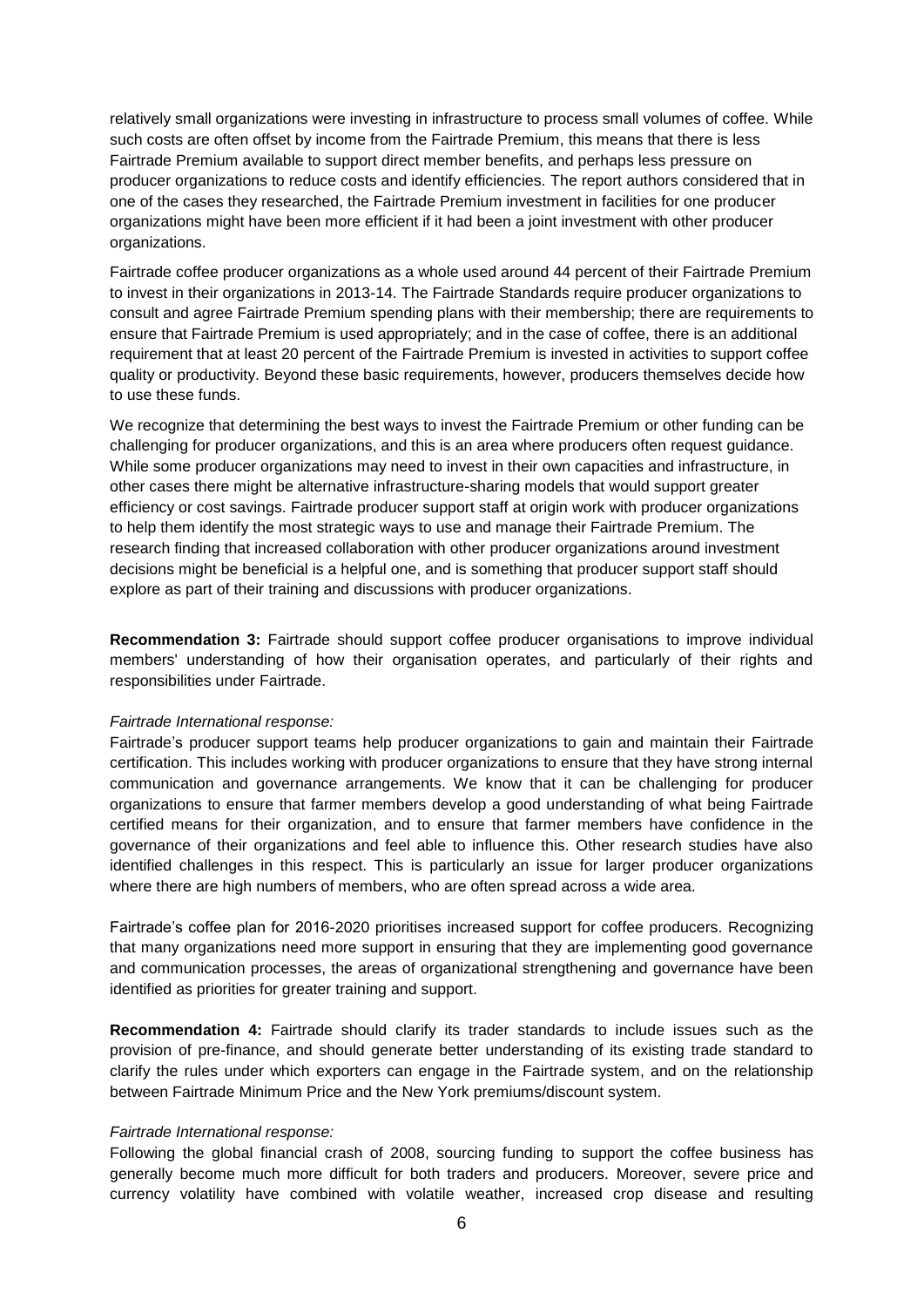relatively small organizations were investing in infrastructure to process small volumes of coffee. While such costs are often offset by income from the Fairtrade Premium, this means that there is less Fairtrade Premium available to support direct member benefits, and perhaps less pressure on producer organizations to reduce costs and identify efficiencies. The report authors considered that in one of the cases they researched, the Fairtrade Premium investment in facilities for one producer organizations might have been more efficient if it had been a joint investment with other producer organizations.

Fairtrade coffee producer organizations as a whole used around 44 percent of their Fairtrade Premium to invest in their organizations in 2013-14. The Fairtrade Standards require producer organizations to consult and agree Fairtrade Premium spending plans with their membership; there are requirements to ensure that Fairtrade Premium is used appropriately; and in the case of coffee, there is an additional requirement that at least 20 percent of the Fairtrade Premium is invested in activities to support coffee quality or productivity. Beyond these basic requirements, however, producers themselves decide how to use these funds.

We recognize that determining the best ways to invest the Fairtrade Premium or other funding can be challenging for producer organizations, and this is an area where producers often request guidance. While some producer organizations may need to invest in their own capacities and infrastructure, in other cases there might be alternative infrastructure-sharing models that would support greater efficiency or cost savings. Fairtrade producer support staff at origin work with producer organizations to help them identify the most strategic ways to use and manage their Fairtrade Premium. The research finding that increased collaboration with other producer organizations around investment decisions might be beneficial is a helpful one, and is something that producer support staff should explore as part of their training and discussions with producer organizations.

**Recommendation 3:** Fairtrade should support coffee producer organisations to improve individual members' understanding of how their organisation operates, and particularly of their rights and responsibilities under Fairtrade.

*Fairtrade International response:*

Fairtrade's producer support teams help producer organizations to gain and maintain their Fairtrade certification. This includes working with producer organizations to ensure that they have strong internal communication and governance arrangements. We know that it can be challenging for producer organizations to ensure that farmer members develop a good understanding of what being Fairtrade certified means for their organization, and to ensure that farmer members have confidence in the governance of their organizations and feel able to influence this. Other research studies have also identified challenges in this respect. This is particularly an issue for larger producer organizations where there are high numbers of members, who are often spread across a wide area.

Fairtrade's coffee plan for 2016-2020 prioritises increased support for coffee producers. Recognizing that many organizations need more support in ensuring that they are implementing good governance and communication processes, the areas of organizational strengthening and governance have been identified as priorities for greater training and support.

**Recommendation 4:** Fairtrade should clarify its trader standards to include issues such as the provision of pre-finance, and should generate better understanding of its existing trade standard to clarify the rules under which exporters can engage in the Fairtrade system, and on the relationship between Fairtrade Minimum Price and the New York premiums/discount system.

*Fairtrade International response:*

Following the global financial crash of 2008, sourcing funding to support the coffee business has generally become much more difficult for both traders and producers. Moreover, severe price and currency volatility have combined with volatile weather, increased crop disease and resulting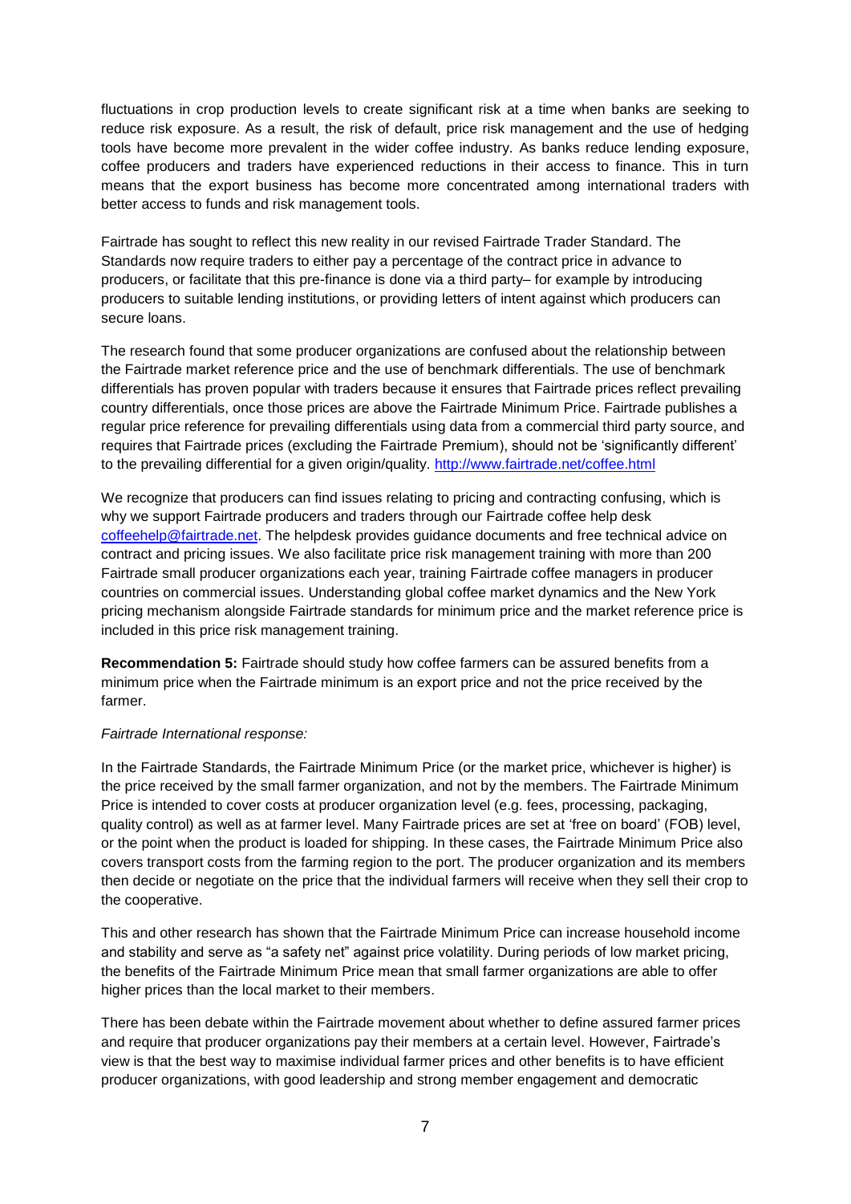fluctuations in crop production levels to create significant risk at a time when banks are seeking to reduce risk exposure. As a result, the risk of default, price risk management and the use of hedging tools have become more prevalent in the wider coffee industry. As banks reduce lending exposure, coffee producers and traders have experienced reductions in their access to finance. This in turn means that the export business has become more concentrated among international traders with better access to funds and risk management tools.

Fairtrade has sought to reflect this new reality in our revised Fairtrade Trader Standard. The Standards now require traders to either pay a percentage of the contract price in advance to producers, or facilitate that this pre-finance is done via a third party– for example by introducing producers to suitable lending institutions, or providing letters of intent against which producers can secure loans.

The research found that some producer organizations are confused about the relationship between the Fairtrade market reference price and the use of benchmark differentials. The use of benchmark differentials has proven popular with traders because it ensures that Fairtrade prices reflect prevailing country differentials, once those prices are above the Fairtrade Minimum Price. Fairtrade publishes a regular price reference for prevailing differentials using data from a commercial third party source, and requires that Fairtrade prices (excluding the Fairtrade Premium), should not be 'significantly different' to the prevailing differential for a given origin/quality. http://www.fairtrade.net/coffee.html

We recognize that producers can find issues relating to pricing and contracting confusing, which is why we support Fairtrade producers and traders through our Fairtrade coffee help desk coffeehelp@fairtrade.net. The helpdesk provides guidance documents and free technical advice on contract and pricing issues. We also facilitate price risk management training with more than 200 Fairtrade small producer organizations each year, training Fairtrade coffee managers in producer countries on commercial issues. Understanding global coffee market dynamics and the New York pricing mechanism alongside Fairtrade standards for minimum price and the market reference price is included in this price risk management training.

**Recommendation 5:** Fairtrade should study how coffee farmers can be assured benefits from a minimum price when the Fairtrade minimum is an export price and not the price received by the farmer.

*Fairtrade International response:*

In the Fairtrade Standards, the Fairtrade Minimum Price (or the market price, whichever is higher) is the price received by the small farmer organization, and not by the members. The Fairtrade Minimum Price is intended to cover costs at producer organization level (e.g. fees, processing, packaging, quality control) as well as at farmer level. Many Fairtrade prices are set at 'free on board' (FOB) level, or the point when the product is loaded for shipping. In these cases, the Fairtrade Minimum Price also covers transport costs from the farming region to the port. The producer organization and its members then decide or negotiate on the price that the individual farmers will receive when they sell their crop to the cooperative.

This and other research has shown that the Fairtrade Minimum Price can increase household income and stability and serve as "a safety net" against price volatility. During periods of low market pricing, the benefits of the Fairtrade Minimum Price mean that small farmer organizations are able to offer higher prices than the local market to their members.

There has been debate within the Fairtrade movement about whether to define assured farmer prices and require that producer organizations pay their members at a certain level. However, Fairtrade's view is that the best way to maximise individual farmer prices and other benefits is to have efficient producer organizations, with good leadership and strong member engagement and democratic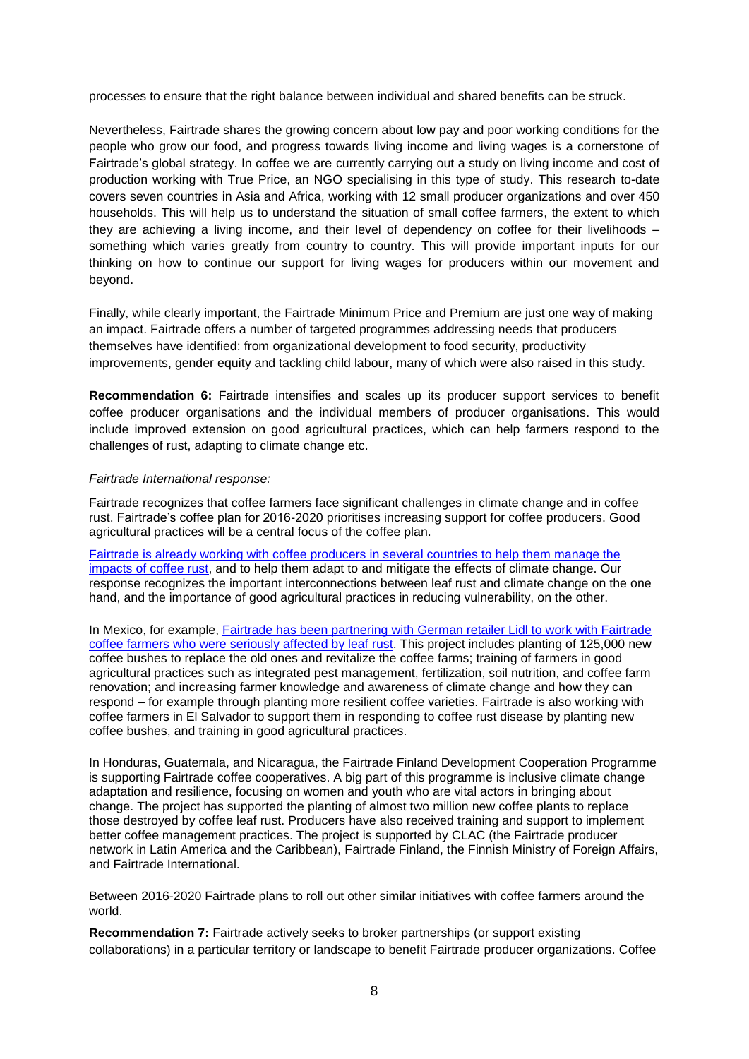processes to ensure that the right balance between individual and shared benefits can be struck.

Nevertheless, Fairtrade shares the growing concern about low pay and poor working conditions for the people who grow our food, and progress towards living income and living wages is a cornerstone of Fairtrade's global strategy. In coffee we are currently carrying out a study on living income and cost of production working with True Price, an NGO specialising in this type of study. This research to-date covers seven countries in Asia and Africa, working with 12 small producer organizations and over 450 households. This will help us to understand the situation of small coffee farmers, the extent to which they are achieving a living income, and their level of dependency on coffee for their livelihoods – something which varies greatly from country to country. This will provide important inputs for our thinking on how to continue our support for living wages for producers within our movement and beyond.

Finally, while clearly important, the Fairtrade Minimum Price and Premium are just one way of making an impact. Fairtrade offers a number of targeted programmes addressing needs that producers themselves have identified: from organizational development to food security, productivity improvements, gender equity and tackling child labour, many of which were also raised in this study.

**Recommendation 6:** Fairtrade intensifies and scales up its producer support services to benefit coffee producer organisations and the individual members of producer organisations. This would include improved extension on good agricultural practices, which can help farmers respond to the challenges of rust, adapting to climate change etc.

*Fairtrade International response:*

Fairtrade recognizes that coffee farmers face significant challenges in climate change and in coffee rust. Fairtrade's coffee plan for 2016-2020 prioritises increasing support for coffee producers. Good agricultural practices will be a central focus of the coffee plan.

Fairtrade is already working with coffee producers in several countries to help them manage the impacts of coffee rust, and to help them adapt to and mitigate the effects of climate change. Our response recognizes the important interconnections between leaf rust and climate change on the one hand, and the importance of good agricultural practices in reducing vulnerability, on the other.

In Mexico, for example, Fairtrade has been partnering with German retailer Lidl to work with Fairtrade coffee farmers who were seriously affected by leaf rust. This project includes planting of 125,000 new coffee bushes to replace the old ones and revitalize the coffee farms; training of farmers in good agricultural practices such as integrated pest management, fertilization, soil nutrition, and coffee farm renovation; and increasing farmer knowledge and awareness of climate change and how they can respond – for example through planting more resilient coffee varieties. Fairtrade is also working with coffee farmers in El Salvador to support them in responding to coffee rust disease by planting new coffee bushes, and training in good agricultural practices.

In Honduras, Guatemala, and Nicaragua, the Fairtrade Finland Development Cooperation Programme is supporting Fairtrade coffee cooperatives. A big part of this programme is inclusive climate change adaptation and resilience, focusing on women and youth who are vital actors in bringing about change. The project has supported the planting of almost two million new coffee plants to replace those destroyed by coffee leaf rust. Producers have also received training and support to implement better coffee management practices. The project is supported by CLAC (the Fairtrade producer network in Latin America and the Caribbean), Fairtrade Finland, the Finnish Ministry of Foreign Affairs, and Fairtrade International.

Between 2016-2020 Fairtrade plans to roll out other similar initiatives with coffee farmers around the world.

**Recommendation 7:** Fairtrade actively seeks to broker partnerships (or support existing collaborations) in a particular territory or landscape to benefit Fairtrade producer organizations. Coffee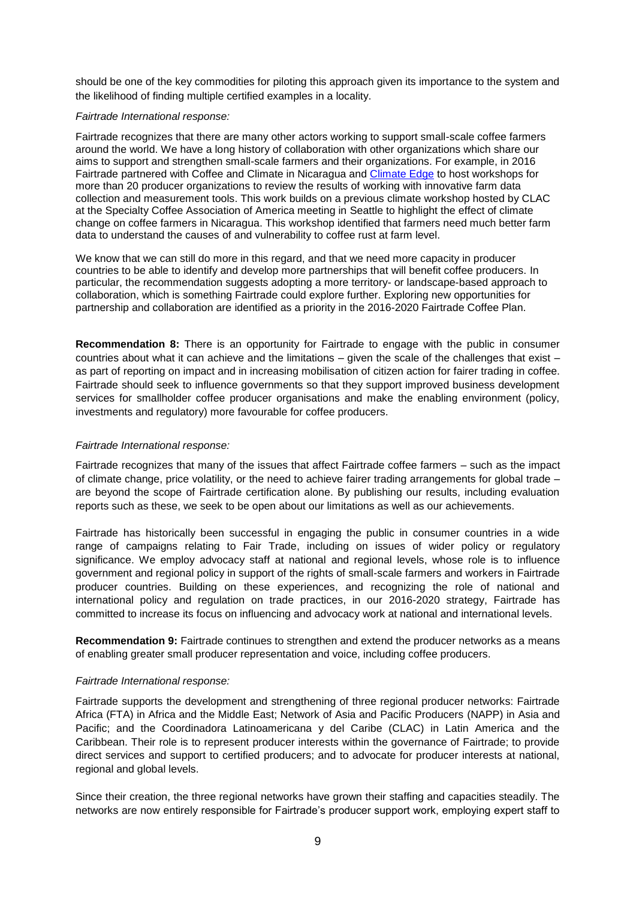should be one of the key commodities for piloting this approach given its importance to the system and the likelihood of finding multiple certified examples in a locality.

*Fairtrade International response:*

Fairtrade recognizes that there are many other actors working to support small-scale coffee farmers around the world. We have a long history of collaboration with other organizations which share our aims to support and strengthen small-scale farmers and their organizations. For example, in 2016 Fairtrade partnered with Coffee and Climate in Nicaragua and Climate Edge to host workshops for more than 20 producer organizations to review the results of working with innovative farm data collection and measurement tools. This work builds on a previous climate workshop hosted by CLAC at the Specialty Coffee Association of America meeting in Seattle to highlight the effect of climate change on coffee farmers in Nicaragua. This workshop identified that farmers need much better farm data to understand the causes of and vulnerability to coffee rust at farm level.

We know that we can still do more in this regard, and that we need more capacity in producer countries to be able to identify and develop more partnerships that will benefit coffee producers. In particular, the recommendation suggests adopting a more territory- or landscape-based approach to collaboration, which is something Fairtrade could explore further. Exploring new opportunities for partnership and collaboration are identified as a priority in the 2016-2020 Fairtrade Coffee Plan.

**Recommendation 8:** There is an opportunity for Fairtrade to engage with the public in consumer countries about what it can achieve and the limitations – given the scale of the challenges that exist – as part of reporting on impact and in increasing mobilisation of citizen action for fairer trading in coffee. Fairtrade should seek to influence governments so that they support improved business development services for smallholder coffee producer organisations and make the enabling environment (policy, investments and regulatory) more favourable for coffee producers.

*Fairtrade International response:*

Fairtrade recognizes that many of the issues that affect Fairtrade coffee farmers – such as the impact of climate change, price volatility, or the need to achieve fairer trading arrangements for global trade – are beyond the scope of Fairtrade certification alone. By publishing our results, including evaluation reports such as these, we seek to be open about our limitations as well as our achievements.

Fairtrade has historically been successful in engaging the public in consumer countries in a wide range of campaigns relating to Fair Trade, including on issues of wider policy or regulatory significance. We employ advocacy staff at national and regional levels, whose role is to influence government and regional policy in support of the rights of small-scale farmers and workers in Fairtrade producer countries. Building on these experiences, and recognizing the role of national and international policy and regulation on trade practices, in our 2016-2020 strategy, Fairtrade has committed to increase its focus on influencing and advocacy work at national and international levels.

**Recommendation 9:** Fairtrade continues to strengthen and extend the producer networks as a means of enabling greater small producer representation and voice, including coffee producers.

*Fairtrade International response:*

Fairtrade supports the development and strengthening of three regional producer networks: Fairtrade Africa (FTA) in Africa and the Middle East; Network of Asia and Pacific Producers (NAPP) in Asia and Pacific; and the Coordinadora Latinoamericana y del Caribe (CLAC) in Latin America and the Caribbean. Their role is to represent producer interests within the governance of Fairtrade; to provide direct services and support to certified producers; and to advocate for producer interests at national, regional and global levels.

Since their creation, the three regional networks have grown their staffing and capacities steadily. The networks are now entirely responsible for Fairtrade's producer support work, employing expert staff to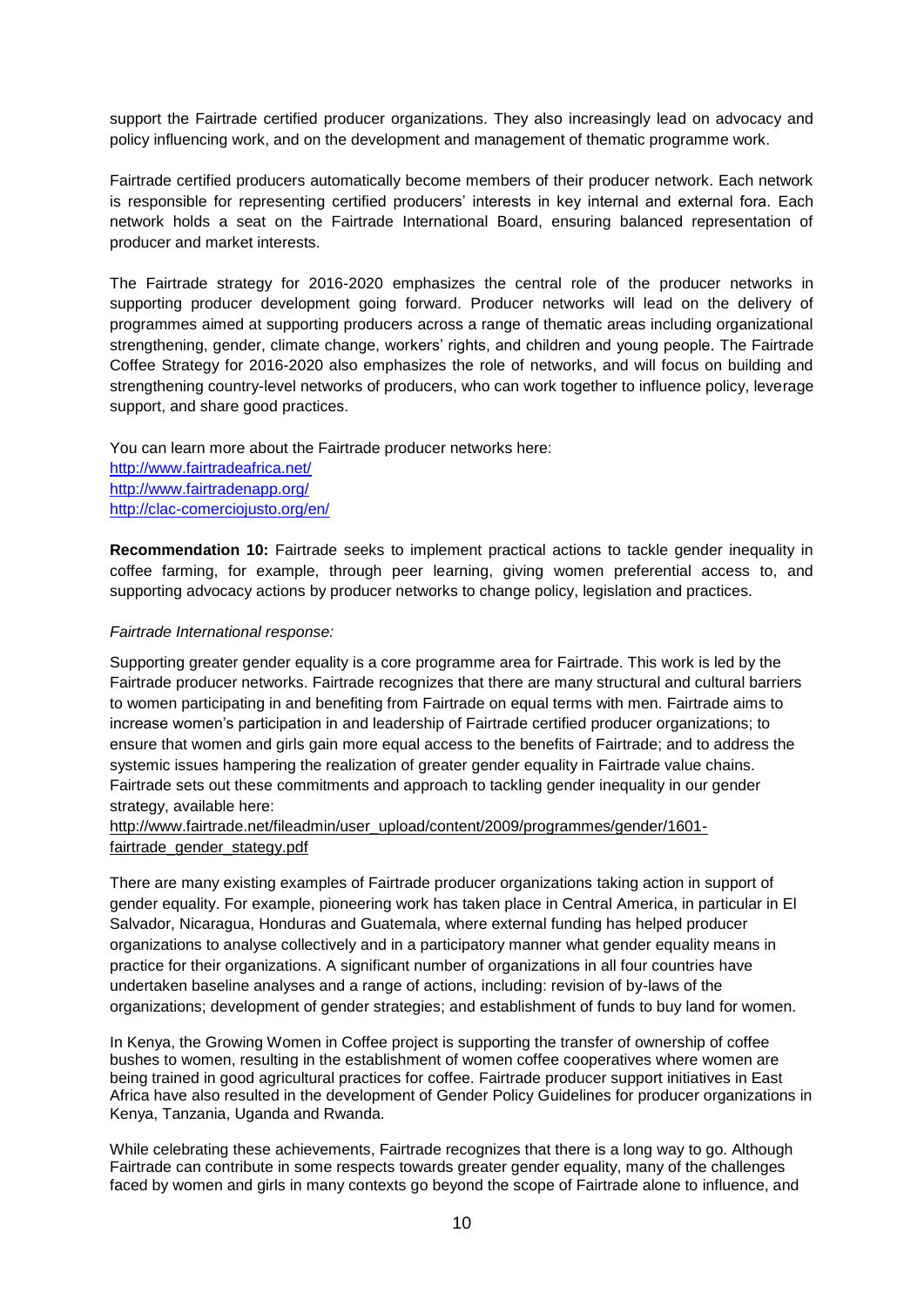support the Fairtrade certified producer organizations. They also increasingly lead on advocacy and policy influencing work, and on the development and management of thematic programme work.

Fairtrade certified producers automatically become members of their producer network. Each network is responsible for representing certified producers' interests in key internal and external fora. Each network holds a seat on the Fairtrade International Board, ensuring balanced representation of producer and market interests.

The Fairtrade strategy for 2016-2020 emphasizes the central role of the producer networks in supporting producer development going forward. Producer networks will lead on the delivery of programmes aimed at supporting producers across a range of thematic areas including organizational strengthening, gender, climate change, workers' rights, and children and young people. The Fairtrade Coffee Strategy for 2016-2020 also emphasizes the role of networks, and will focus on building and strengthening country-level networks of producers, who can work together to influence policy, leverage support, and share good practices.

You can learn more about the Fairtrade producer networks here:
http://www.fairtradeafrica.net/
http://www.fairtradenapp.org/
http://clac-comerciojusto.org/en/

**Recommendation 10:** Fairtrade seeks to implement practical actions to tackle gender inequality in coffee farming, for example, through peer learning, giving women preferential access to, and supporting advocacy actions by producer networks to change policy, legislation and practices.

*Fairtrade International response:*

Supporting greater gender equality is a core programme area for Fairtrade. This work is led by the Fairtrade producer networks. Fairtrade recognizes that there are many structural and cultural barriers to women participating in and benefiting from Fairtrade on equal terms with men. Fairtrade aims to increase women's participation in and leadership of Fairtrade certified producer organizations; to ensure that women and girls gain more equal access to the benefits of Fairtrade; and to address the systemic issues hampering the realization of greater gender equality in Fairtrade value chains. Fairtrade sets out these commitments and approach to tackling gender inequality in our gender strategy, available here:
http://www.fairtrade.net/fileadmin/user_upload/content/2009/programmes/gender/1601-fairtrade_gender_stategy.pdf

There are many existing examples of Fairtrade producer organizations taking action in support of gender equality. For example, pioneering work has taken place in Central America, in particular in El Salvador, Nicaragua, Honduras and Guatemala, where external funding has helped producer organizations to analyse collectively and in a participatory manner what gender equality means in practice for their organizations. A significant number of organizations in all four countries have undertaken baseline analyses and a range of actions, including: revision of by-laws of the organizations; development of gender strategies; and establishment of funds to buy land for women.

In Kenya, the Growing Women in Coffee project is supporting the transfer of ownership of coffee bushes to women, resulting in the establishment of women coffee cooperatives where women are being trained in good agricultural practices for coffee. Fairtrade producer support initiatives in East Africa have also resulted in the development of Gender Policy Guidelines for producer organizations in Kenya, Tanzania, Uganda and Rwanda.

While celebrating these achievements, Fairtrade recognizes that there is a long way to go. Although Fairtrade can contribute in some respects towards greater gender equality, many of the challenges faced by women and girls in many contexts go beyond the scope of Fairtrade alone to influence, and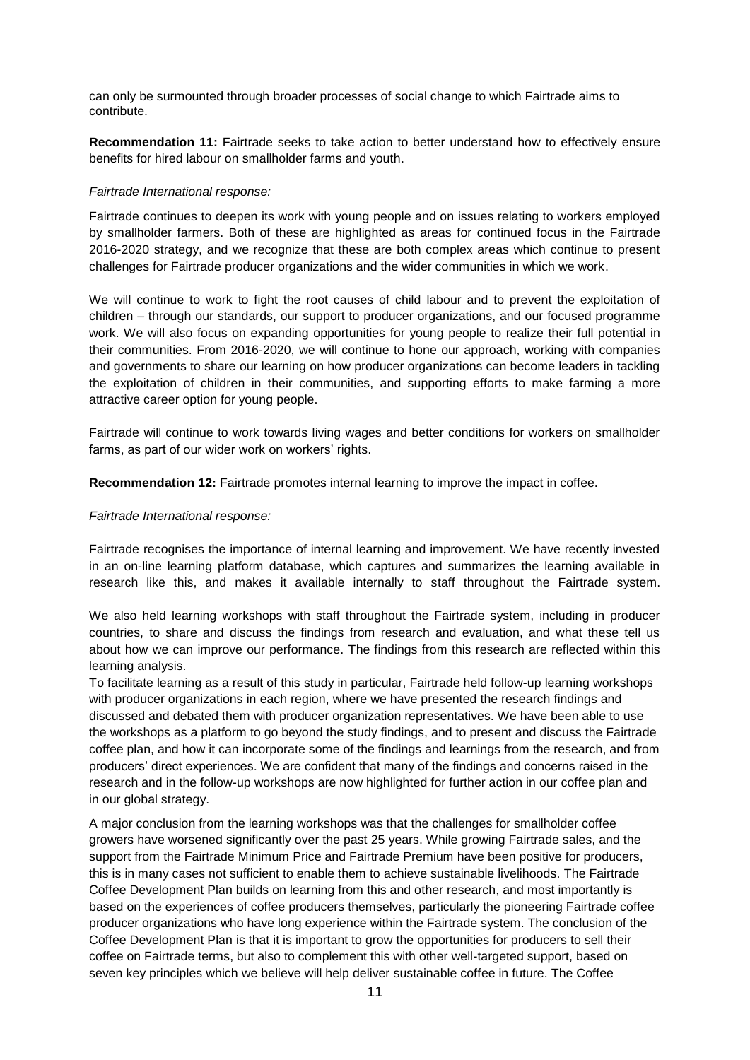can only be surmounted through broader processes of social change to which Fairtrade aims to contribute.

**Recommendation 11:** Fairtrade seeks to take action to better understand how to effectively ensure benefits for hired labour on smallholder farms and youth.

*Fairtrade International response:*

Fairtrade continues to deepen its work with young people and on issues relating to workers employed by smallholder farmers. Both of these are highlighted as areas for continued focus in the Fairtrade 2016-2020 strategy, and we recognize that these are both complex areas which continue to present challenges for Fairtrade producer organizations and the wider communities in which we work.

We will continue to work to fight the root causes of child labour and to prevent the exploitation of children – through our standards, our support to producer organizations, and our focused programme work. We will also focus on expanding opportunities for young people to realize their full potential in their communities. From 2016-2020, we will continue to hone our approach, working with companies and governments to share our learning on how producer organizations can become leaders in tackling the exploitation of children in their communities, and supporting efforts to make farming a more attractive career option for young people.

Fairtrade will continue to work towards living wages and better conditions for workers on smallholder farms, as part of our wider work on workers' rights.

**Recommendation 12:** Fairtrade promotes internal learning to improve the impact in coffee.

*Fairtrade International response:*

Fairtrade recognises the importance of internal learning and improvement. We have recently invested in an on-line learning platform database, which captures and summarizes the learning available in research like this, and makes it available internally to staff throughout the Fairtrade system.

We also held learning workshops with staff throughout the Fairtrade system, including in producer countries, to share and discuss the findings from research and evaluation, and what these tell us about how we can improve our performance. The findings from this research are reflected within this learning analysis.

To facilitate learning as a result of this study in particular, Fairtrade held follow-up learning workshops with producer organizations in each region, where we have presented the research findings and discussed and debated them with producer organization representatives. We have been able to use the workshops as a platform to go beyond the study findings, and to present and discuss the Fairtrade coffee plan, and how it can incorporate some of the findings and learnings from the research, and from producers' direct experiences. We are confident that many of the findings and concerns raised in the research and in the follow-up workshops are now highlighted for further action in our coffee plan and in our global strategy.

A major conclusion from the learning workshops was that the challenges for smallholder coffee growers have worsened significantly over the past 25 years. While growing Fairtrade sales, and the support from the Fairtrade Minimum Price and Fairtrade Premium have been positive for producers, this is in many cases not sufficient to enable them to achieve sustainable livelihoods. The Fairtrade Coffee Development Plan builds on learning from this and other research, and most importantly is based on the experiences of coffee producers themselves, particularly the pioneering Fairtrade coffee producer organizations who have long experience within the Fairtrade system. The conclusion of the Coffee Development Plan is that it is important to grow the opportunities for producers to sell their coffee on Fairtrade terms, but also to complement this with other well-targeted support, based on seven key principles which we believe will help deliver sustainable coffee in future. The Coffee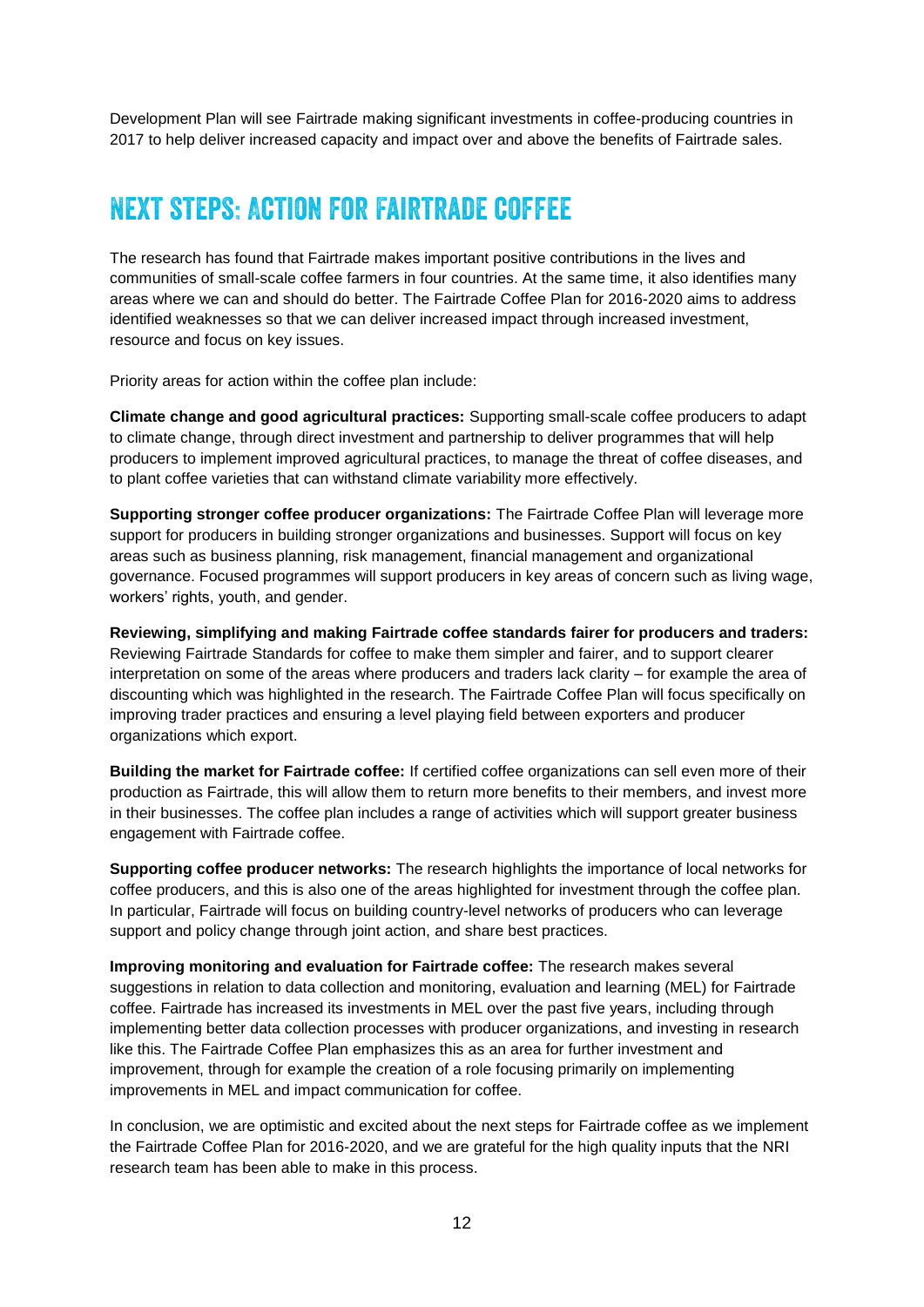Development Plan will see Fairtrade making significant investments in coffee-producing countries in 2017 to help deliver increased capacity and impact over and above the benefits of Fairtrade sales.

## NEXT STEPS: ACTION FOR FAIRTRADE COFFEE

The research has found that Fairtrade makes important positive contributions in the lives and communities of small-scale coffee farmers in four countries. At the same time, it also identifies many areas where we can and should do better. The Fairtrade Coffee Plan for 2016-2020 aims to address identified weaknesses so that we can deliver increased impact through increased investment, resource and focus on key issues.

Priority areas for action within the coffee plan include:

**Climate change and good agricultural practices:** Supporting small-scale coffee producers to adapt to climate change, through direct investment and partnership to deliver programmes that will help producers to implement improved agricultural practices, to manage the threat of coffee diseases, and to plant coffee varieties that can withstand climate variability more effectively.

**Supporting stronger coffee producer organizations:** The Fairtrade Coffee Plan will leverage more support for producers in building stronger organizations and businesses. Support will focus on key areas such as business planning, risk management, financial management and organizational governance. Focused programmes will support producers in key areas of concern such as living wage, workers' rights, youth, and gender.

**Reviewing, simplifying and making Fairtrade coffee standards fairer for producers and traders:** Reviewing Fairtrade Standards for coffee to make them simpler and fairer, and to support clearer interpretation on some of the areas where producers and traders lack clarity – for example the area of discounting which was highlighted in the research. The Fairtrade Coffee Plan will focus specifically on improving trader practices and ensuring a level playing field between exporters and producer organizations which export.

**Building the market for Fairtrade coffee:** If certified coffee organizations can sell even more of their production as Fairtrade, this will allow them to return more benefits to their members, and invest more in their businesses. The coffee plan includes a range of activities which will support greater business engagement with Fairtrade coffee.

**Supporting coffee producer networks:** The research highlights the importance of local networks for coffee producers, and this is also one of the areas highlighted for investment through the coffee plan. In particular, Fairtrade will focus on building country-level networks of producers who can leverage support and policy change through joint action, and share best practices.

**Improving monitoring and evaluation for Fairtrade coffee:** The research makes several suggestions in relation to data collection and monitoring, evaluation and learning (MEL) for Fairtrade coffee. Fairtrade has increased its investments in MEL over the past five years, including through implementing better data collection processes with producer organizations, and investing in research like this. The Fairtrade Coffee Plan emphasizes this as an area for further investment and improvement, through for example the creation of a role focusing primarily on implementing improvements in MEL and impact communication for coffee.

In conclusion, we are optimistic and excited about the next steps for Fairtrade coffee as we implement the Fairtrade Coffee Plan for 2016-2020, and we are grateful for the high quality inputs that the NRI research team has been able to make in this process.